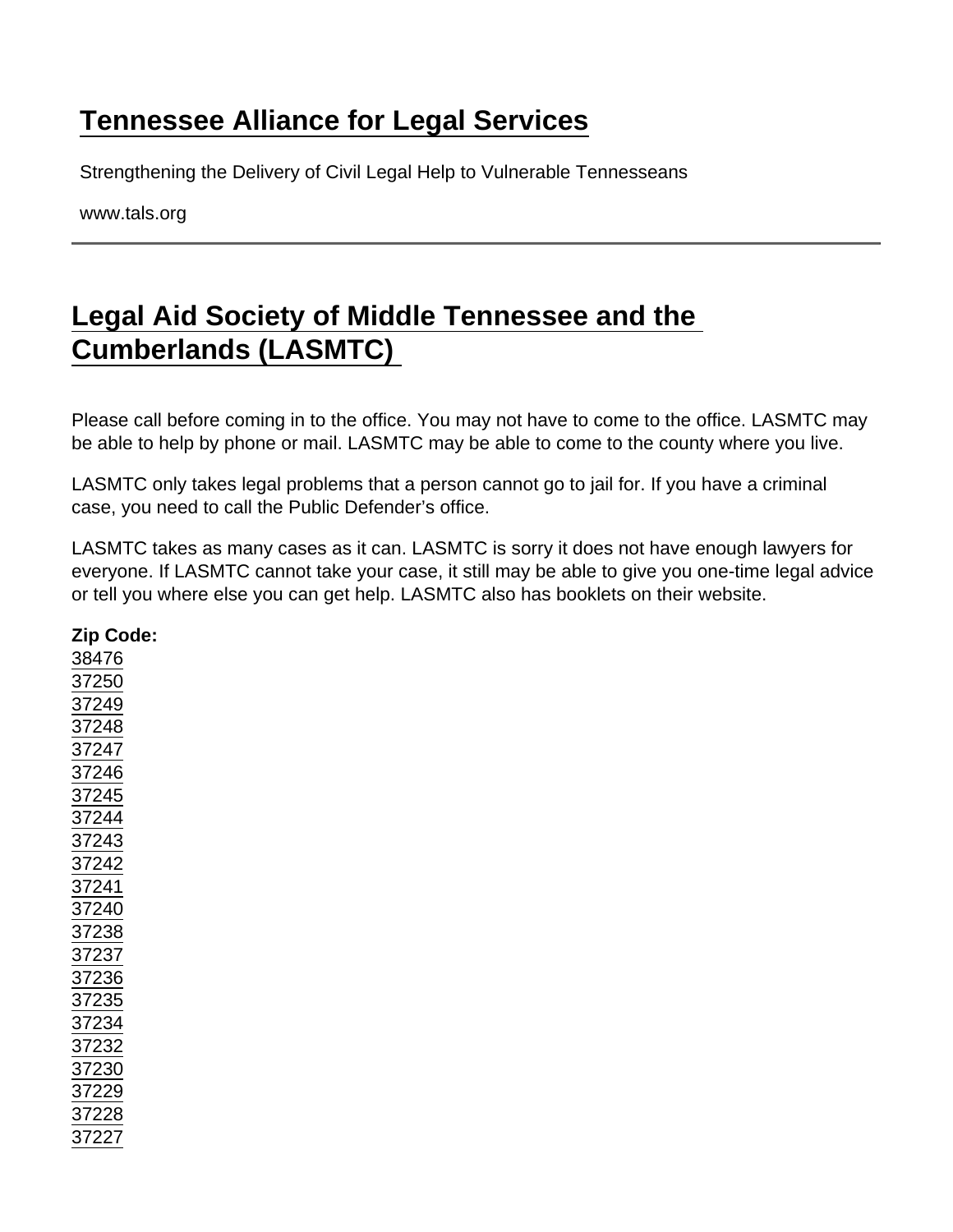# Tennessee Alliance for Legal Services

Strengthening the Delivery of Civil Legal Help to Vulnerable Tennesseans

www.tals.org

---

## Legal Aid Society of Middle Tennessee and the Cumberlands (LASMTC)

Please call before coming in to the office. You may not have to come to the office. LASMTC may be able to help by phone or mail. LASMTC may be able to come to the county where you live.

LASMTC only takes legal problems that a person cannot go to jail for. If you have a criminal case, you need to call the Public Defender's office.

LASMTC takes as many cases as it can. LASMTC is sorry it does not have enough lawyers for everyone. If LASMTC cannot take your case, it still may be able to give you one-time legal advice or tell you where else you can get help. LASMTC also has booklets on their website.

**Zip Code:**
38476
37250
37249
37248
37247
37246
37245
37244
37243
37242
37241
37240
37238
37237
37236
37235
37234
37232
37230
37229
37228
37227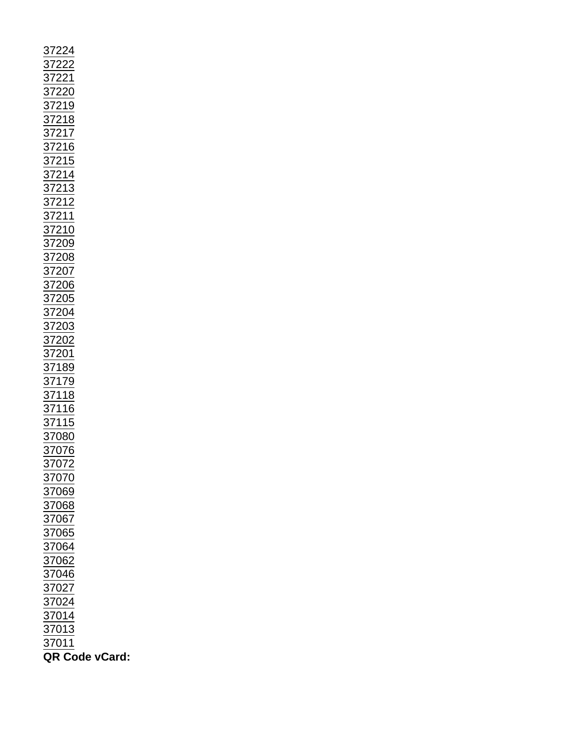37224
37222
37221
37220
37219
37218
37217
37216
37215
37214
37213
37212
37211
37210
37209
37208
37207
37206
37205
37204
37203
37202
37201
37189
37179
37118
37116
37115
37080
37076
37072
37070
37069
37068
37067
37065
37064
37062
37046
37027
37024
37014
37013
37011

**QR Code vCard:**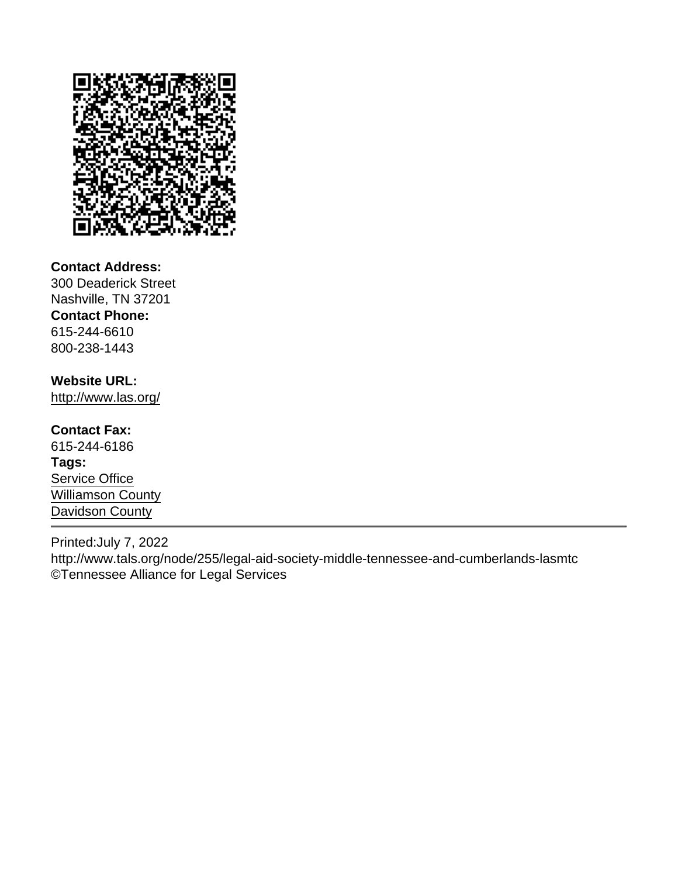**Contact Address:**
300 Deaderick Street
Nashville, TN 37201
**Contact Phone:**
615-244-6610
800-238-1443

**Website URL:**
http://www.las.org/

**Contact Fax:**
615-244-6186
**Tags:**
Service Office
Williamson County
Davidson County

Printed:July 7, 2022
http://www.tals.org/node/255/legal-aid-society-middle-tennessee-and-cumberlands-lasmtc
©Tennessee Alliance for Legal Services